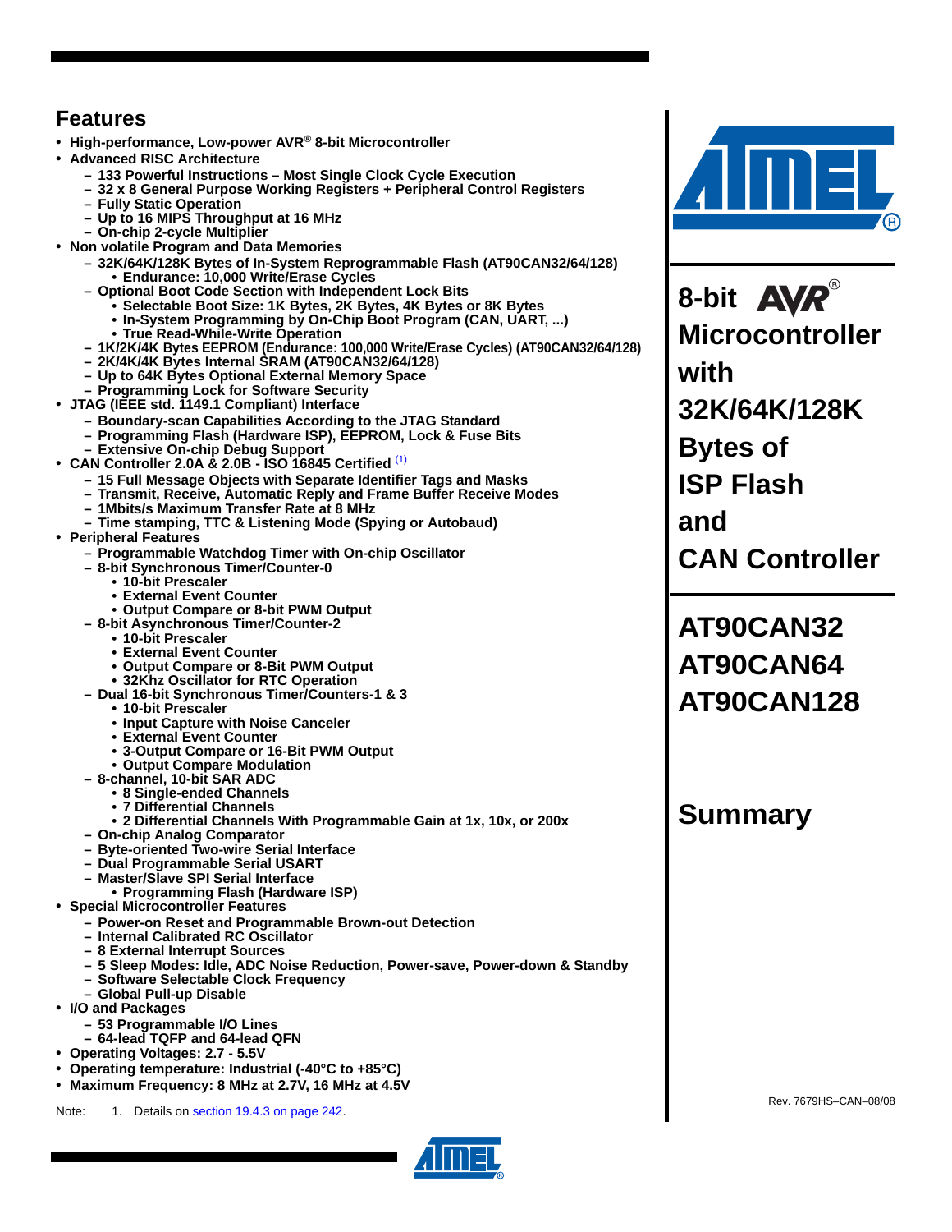# Features

- High-performance, Low-power AVR® 8-bit Microcontroller
- Advanced RISC Architecture
  - 133 Powerful Instructions – Most Single Clock Cycle Execution
  - 32 x 8 General Purpose Working Registers + Peripheral Control Registers
  - Fully Static Operation
  - Up to 16 MIPS Throughput at 16 MHz
  - On-chip 2-cycle Multiplier
- Non volatile Program and Data Memories
  - 32K/64K/128K Bytes of In-System Reprogrammable Flash (AT90CAN32/64/128)
    - Endurance: 10,000 Write/Erase Cycles
  - Optional Boot Code Section with Independent Lock Bits
    - Selectable Boot Size: 1K Bytes, 2K Bytes, 4K Bytes or 8K Bytes
    - In-System Programming by On-Chip Boot Program (CAN, UART, ...)
    - True Read-While-Write Operation
  - 1K/2K/4K Bytes EEPROM (Endurance: 100,000 Write/Erase Cycles) (AT90CAN32/64/128)
  - 2K/4K/4K Bytes Internal SRAM (AT90CAN32/64/128)
  - Up to 64K Bytes Optional External Memory Space
  - Programming Lock for Software Security
- JTAG (IEEE std. 1149.1 Compliant) Interface
  - Boundary-scan Capabilities According to the JTAG Standard
  - Programming Flash (Hardware ISP), EEPROM, Lock & Fuse Bits
  - Extensive On-chip Debug Support
- CAN Controller 2.0A & 2.0B - ISO 16845 Certified [(1)]
  - 15 Full Message Objects with Separate Identifier Tags and Masks
  - Transmit, Receive, Automatic Reply and Frame Buffer Receive Modes
  - 1Mbits/s Maximum Transfer Rate at 8 MHz
  - Time stamping, TTC & Listening Mode (Spying or Autobaud)
- Peripheral Features
  - Programmable Watchdog Timer with On-chip Oscillator
  - 8-bit Synchronous Timer/Counter-0
    - 10-bit Prescaler
    - External Event Counter
    - Output Compare or 8-bit PWM Output
  - 8-bit Asynchronous Timer/Counter-2
    - 10-bit Prescaler
    - External Event Counter
    - Output Compare or 8-Bit PWM Output
    - 32Khz Oscillator for RTC Operation
  - Dual 16-bit Synchronous Timer/Counters-1 & 3
    - 10-bit Prescaler
    - Input Capture with Noise Canceler
    - External Event Counter
    - 3-Output Compare or 16-Bit PWM Output
    - Output Compare Modulation
  - 8-channel, 10-bit SAR ADC
    - 8 Single-ended Channels
    - 7 Differential Channels
    - 2 Differential Channels With Programmable Gain at 1x, 10x, or 200x
  - On-chip Analog Comparator
  - Byte-oriented Two-wire Serial Interface
  - Dual Programmable Serial USART
  - Master/Slave SPI Serial Interface
    - Programming Flash (Hardware ISP)
- Special Microcontroller Features
  - Power-on Reset and Programmable Brown-out Detection
  - Internal Calibrated RC Oscillator
  - 8 External Interrupt Sources
  - 5 Sleep Modes: Idle, ADC Noise Reduction, Power-save, Power-down & Standby
  - Software Selectable Clock Frequency
  - Global Pull-up Disable
- I/O and Packages
  - 53 Programmable I/O Lines
  - 64-lead TQFP and 64-lead QFN
- Operating Voltages: 2.7 - 5.5V
- Operating temperature: Industrial (-40°C to +85°C)
- Maximum Frequency: 8 MHz at 2.7V, 16 MHz at 4.5V

Note: 1. Details on section 19.4.3 on page 242.

# 8-bit AVR® Microcontroller with 32K/64K/128K Bytes of ISP Flash and CAN Controller

# AT90CAN32
# AT90CAN64
# AT90CAN128

# Summary

Rev. 7679HS–CAN–08/08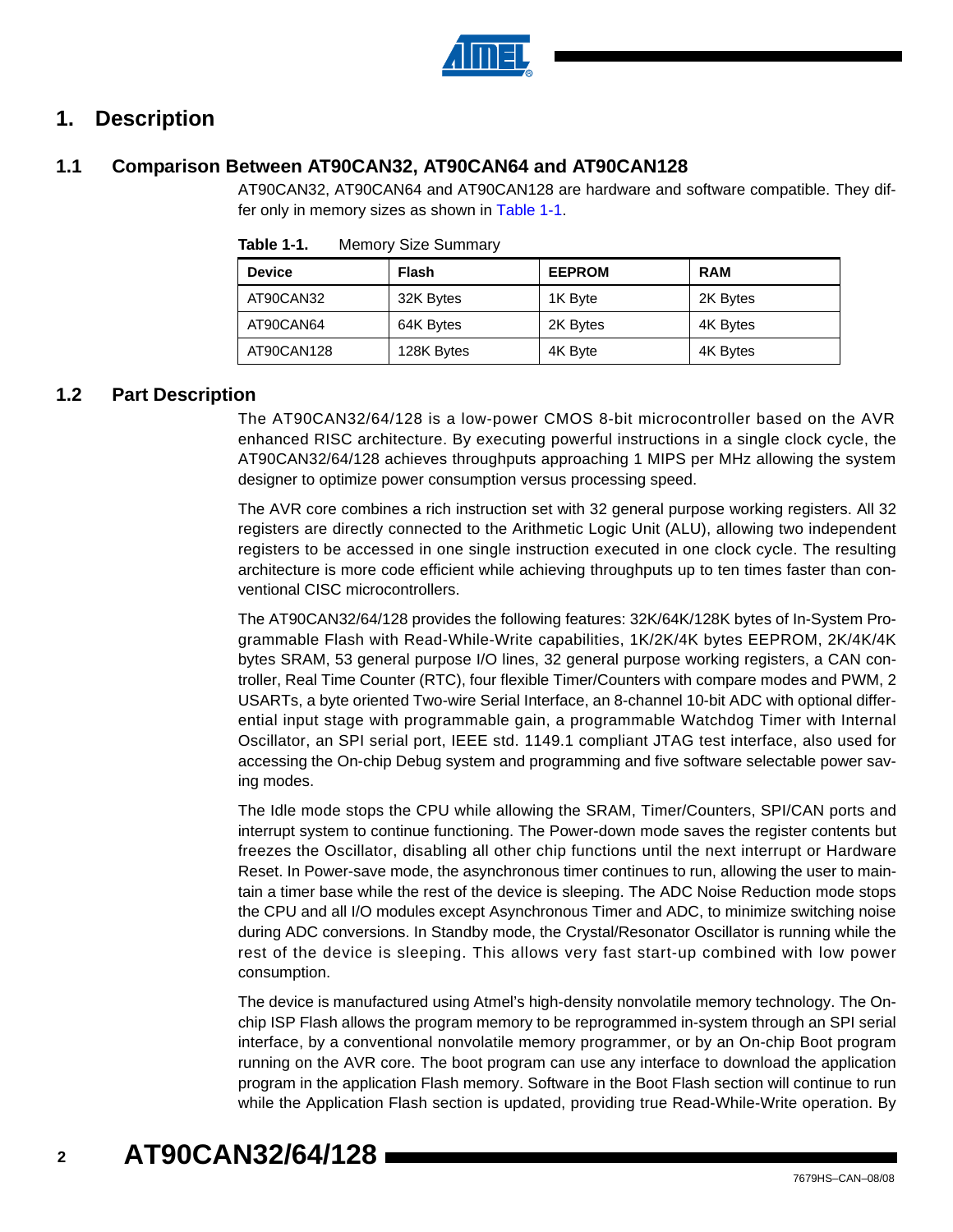# 1. Description

## 1.1 Comparison Between AT90CAN32, AT90CAN64 and AT90CAN128

AT90CAN32, AT90CAN64 and AT90CAN128 are hardware and software compatible. They differ only in memory sizes as shown in Table 1-1.

**Table 1-1.** Memory Size Summary

| Device | Flash | EEPROM | RAM |
|---|---|---|---|
| AT90CAN32 | 32K Bytes | 1K Byte | 2K Bytes |
| AT90CAN64 | 64K Bytes | 2K Bytes | 4K Bytes |
| AT90CAN128 | 128K Bytes | 4K Byte | 4K Bytes |

## 1.2 Part Description

The AT90CAN32/64/128 is a low-power CMOS 8-bit microcontroller based on the AVR enhanced RISC architecture. By executing powerful instructions in a single clock cycle, the AT90CAN32/64/128 achieves throughputs approaching 1 MIPS per MHz allowing the system designer to optimize power consumption versus processing speed.

The AVR core combines a rich instruction set with 32 general purpose working registers. All 32 registers are directly connected to the Arithmetic Logic Unit (ALU), allowing two independent registers to be accessed in one single instruction executed in one clock cycle. The resulting architecture is more code efficient while achieving throughputs up to ten times faster than conventional CISC microcontrollers.

The AT90CAN32/64/128 provides the following features: 32K/64K/128K bytes of In-System Programmable Flash with Read-While-Write capabilities, 1K/2K/4K bytes EEPROM, 2K/4K/4K bytes SRAM, 53 general purpose I/O lines, 32 general purpose working registers, a CAN controller, Real Time Counter (RTC), four flexible Timer/Counters with compare modes and PWM, 2 USARTs, a byte oriented Two-wire Serial Interface, an 8-channel 10-bit ADC with optional differential input stage with programmable gain, a programmable Watchdog Timer with Internal Oscillator, an SPI serial port, IEEE std. 1149.1 compliant JTAG test interface, also used for accessing the On-chip Debug system and programming and five software selectable power saving modes.

The Idle mode stops the CPU while allowing the SRAM, Timer/Counters, SPI/CAN ports and interrupt system to continue functioning. The Power-down mode saves the register contents but freezes the Oscillator, disabling all other chip functions until the next interrupt or Hardware Reset. In Power-save mode, the asynchronous timer continues to run, allowing the user to maintain a timer base while the rest of the device is sleeping. The ADC Noise Reduction mode stops the CPU and all I/O modules except Asynchronous Timer and ADC, to minimize switching noise during ADC conversions. In Standby mode, the Crystal/Resonator Oscillator is running while the rest of the device is sleeping. This allows very fast start-up combined with low power consumption.

The device is manufactured using Atmel's high-density nonvolatile memory technology. The On-chip ISP Flash allows the program memory to be reprogrammed in-system through an SPI serial interface, by a conventional nonvolatile memory programmer, or by an On-chip Boot program running on the AVR core. The boot program can use any interface to download the application program in the application Flash memory. Software in the Boot Flash section will continue to run while the Application Flash section is updated, providing true Read-While-Write operation. By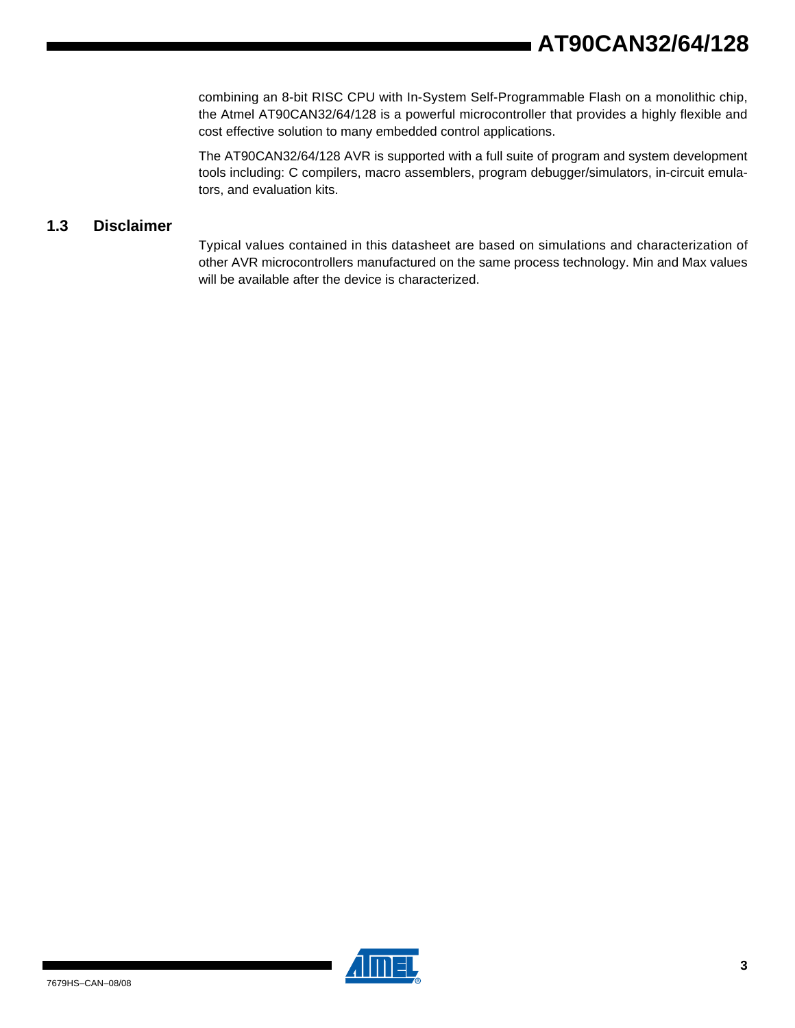combining an 8-bit RISC CPU with In-System Self-Programmable Flash on a monolithic chip, the Atmel AT90CAN32/64/128 is a powerful microcontroller that provides a highly flexible and cost effective solution to many embedded control applications.

The AT90CAN32/64/128 AVR is supported with a full suite of program and system development tools including: C compilers, macro assemblers, program debugger/simulators, in-circuit emulators, and evaluation kits.

## 1.3 Disclaimer

Typical values contained in this datasheet are based on simulations and characterization of other AVR microcontrollers manufactured on the same process technology. Min and Max values will be available after the device is characterized.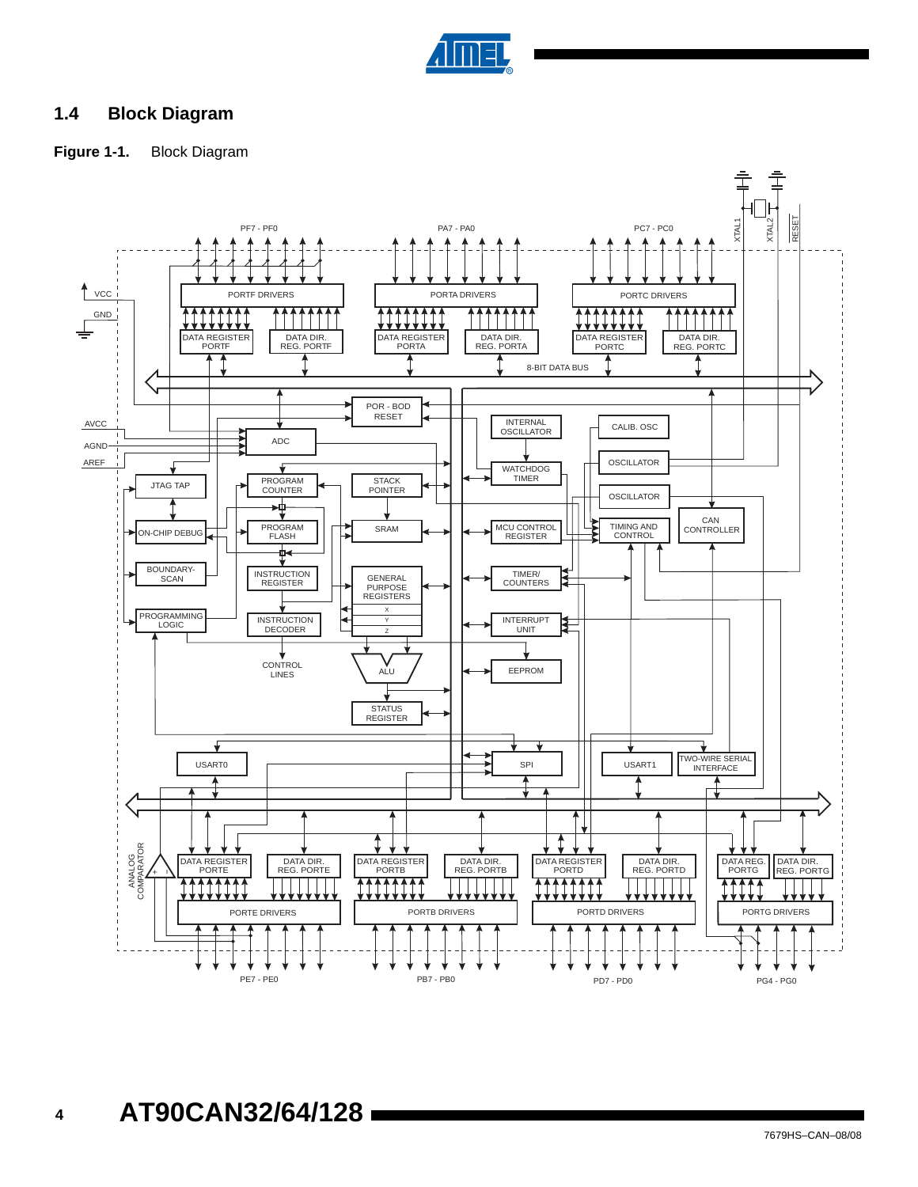## 1.4 Block Diagram

**Figure 1-1.** Block Diagram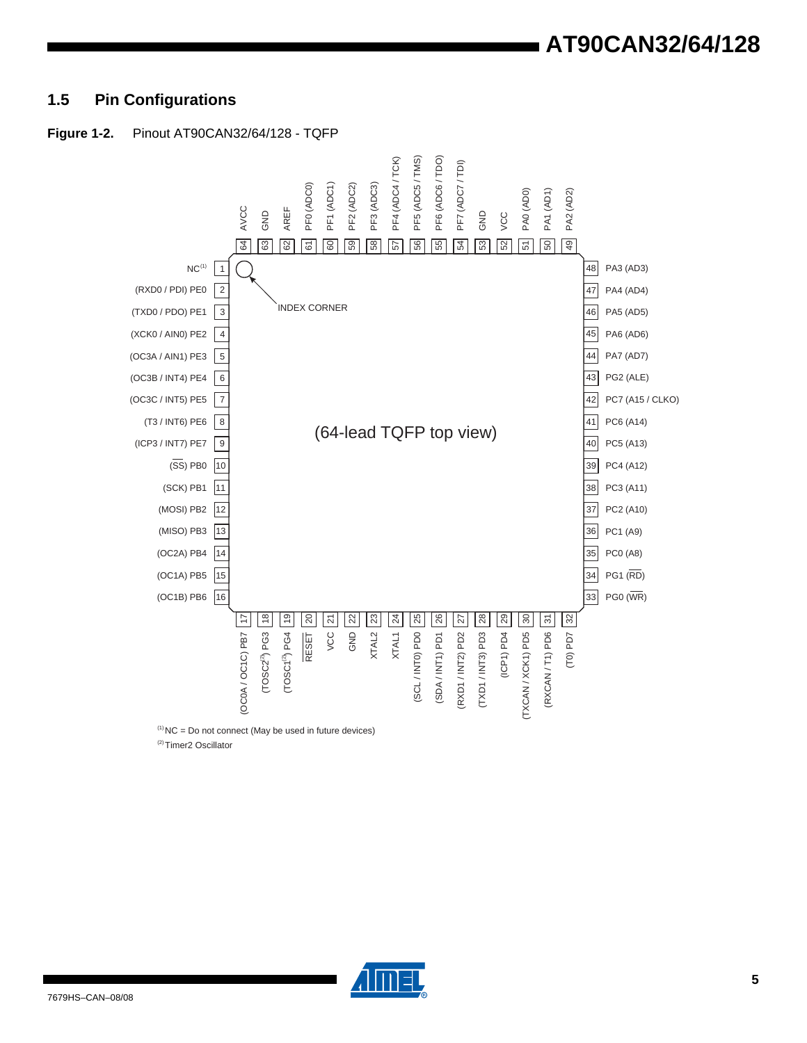## 1.5 Pin Configurations

**Figure 1-2.** Pinout AT90CAN32/64/128 - TQFP

(64-lead TQFP top view)

| Pin | Function | Pin | Function |
|---|---|---|---|
| 1 | NC[1] | 33 | PG0 (WR) |
| 2 | (RXD0 / PDI) PE0 | 34 | PG1 (RD) |
| 3 | (TXD0 / PDO) PE1 | 35 | PC0 (A8) |
| 4 | (XCK0 / AIN0) PE2 | 36 | PC1 (A9) |
| 5 | (OC3A / AIN1) PE3 | 37 | PC2 (A10) |
| 6 | (OC3B / INT4) PE4 | 38 | PC3 (A11) |
| 7 | (OC3C / INT5) PE5 | 39 | PC4 (A12) |
| 8 | (T3 / INT6) PE6 | 40 | PC5 (A13) |
| 9 | (ICP3 / INT7) PE7 | 41 | PC6 (A14) |
| 10 | (SS) PB0 | 42 | PC7 (A15 / CLKO) |
| 11 | (SCK) PB1 | 43 | PG2 (ALE) |
| 12 | (MOSI) PB2 | 44 | PA7 (AD7) |
| 13 | (MISO) PB3 | 45 | PA6 (AD6) |
| 14 | (OC2A) PB4 | 46 | PA5 (AD5) |
| 15 | (OC1A) PB5 | 47 | PA4 (AD4) |
| 16 | (OC1B) PB6 | 48 | PA3 (AD3) |
| 17 | (OC0A / OC1C) PB7 | 49 | PA2 (AD2) |
| 18 | (TOSC2[2]) PG3 | 50 | PA1 (AD1) |
| 19 | (TOSC1[2]) PG4 | 51 | PA0 (AD0) |
| 20 | RESET | 52 | VCC |
| 21 | VCC | 53 | GND |
| 22 | GND | 54 | PF7 (ADC7 / TDI) |
| 23 | XTAL2 | 55 | PF6 (ADC6 / TDO) |
| 24 | XTAL1 | 56 | PF5 (ADC5 / TMS) |
| 25 | (SCL / INT0) PD0 | 57 | PF4 (ADC4 / TCK) |
| 26 | (SDA / INT1) PD1 | 58 | PF3 (ADC3) |
| 27 | (RXD1 / INT2) PD2 | 59 | PF2 (ADC2) |
| 28 | (TXD1 / INT3) PD3 | 60 | PF1 (ADC1) |
| 29 | (ICP1) PD4 | 61 | PF0 (ADC0) |
| 30 | (TXCAN / XCK1) PD5 | 62 | AREF |
| 31 | (RXCAN / T1) PD6 | 63 | GND |
| 32 | (T0) PD7 | 64 | AVCC |

INDEX CORNER

[1] NC = Do not connect (May be used in future devices)

[2] Timer2 Oscillator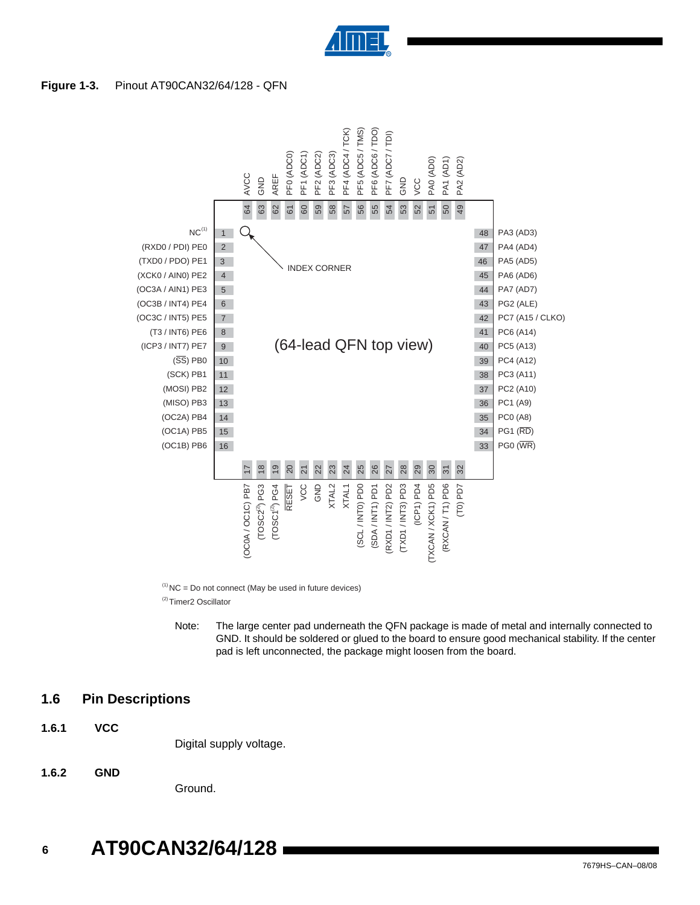**Figure 1-3.** Pinout AT90CAN32/64/128 - QFN

| Pin | Function | Pin | Function |
| --- | --- | --- | --- |
| 1 | NC[1] | 33 | PG0 (WR) |
| 2 | (RXD0 / PDI) PE0 | 34 | PG1 (RD) |
| 3 | (TXD0 / PDO) PE1 | 35 | PC0 (A8) |
| 4 | (XCK0 / AIN0) PE2 | 36 | PC1 (A9) |
| 5 | (OC3A / AIN1) PE3 | 37 | PC2 (A10) |
| 6 | (OC3B / INT4) PE4 | 38 | PC3 (A11) |
| 7 | (OC3C / INT5) PE5 | 39 | PC4 (A12) |
| 8 | (T3 / INT6) PE6 | 40 | PC5 (A13) |
| 9 | (ICP3 / INT7) PE7 | 41 | PC6 (A14) |
| 10 | (SS) PB0 | 42 | PC7 (A15 / CLKO) |
| 11 | (SCK) PB1 | 43 | PG2 (ALE) |
| 12 | (MOSI) PB2 | 44 | PA7 (AD7) |
| 13 | (MISO) PB3 | 45 | PA6 (AD6) |
| 14 | (OC2A) PB4 | 46 | PA5 (AD5) |
| 15 | (OC1A) PB5 | 47 | PA4 (AD4) |
| 16 | (OC1B) PB6 | 48 | PA3 (AD3) |
| 17 | (OC0A / OC1C) PB7 | 49 | PA2 (AD2) |
| 18 | (TOSC2[2]) PG3 | 50 | PA1 (AD1) |
| 19 | (TOSC1[2]) PG4 | 51 | PA0 (AD0) |
| 20 | RESET | 52 | VCC |
| 21 | VCC | 53 | GND |
| 22 | GND | 54 | PF7 (ADC7 / TDI) |
| 23 | XTAL2 | 55 | PF6 (ADC6 / TDO) |
| 24 | XTAL1 | 56 | PF5 (ADC5 / TMS) |
| 25 | (SCL / INT0) PD0 | 57 | PF4 (ADC4 / TCK) |
| 26 | (SDA / INT1) PD1 | 58 | PF3 (ADC3) |
| 27 | (RXD1 / INT2) PD2 | 59 | PF2 (ADC2) |
| 28 | (TXD1 / INT3) PD3 | 60 | PF1 (ADC1) |
| 29 | (ICP1) PD4 | 61 | PF0 (ADC0) |
| 30 | (TXCAN / XCK1) PD5 | 62 | AREF |
| 31 | (RXCAN / T1) PD6 | 63 | GND |
| 32 | (T0) PD7 | 64 | AVCC |

(64-lead QFN top view) — INDEX CORNER at pin 1

[1] NC = Do not connect (May be used in future devices)

[2] Timer2 Oscillator

Note: The large center pad underneath the QFN package is made of metal and internally connected to GND. It should be soldered or glued to the board to ensure good mechanical stability. If the center pad is left unconnected, the package might loosen from the board.

## 1.6 Pin Descriptions

### 1.6.1 VCC

Digital supply voltage.

### 1.6.2 GND

Ground.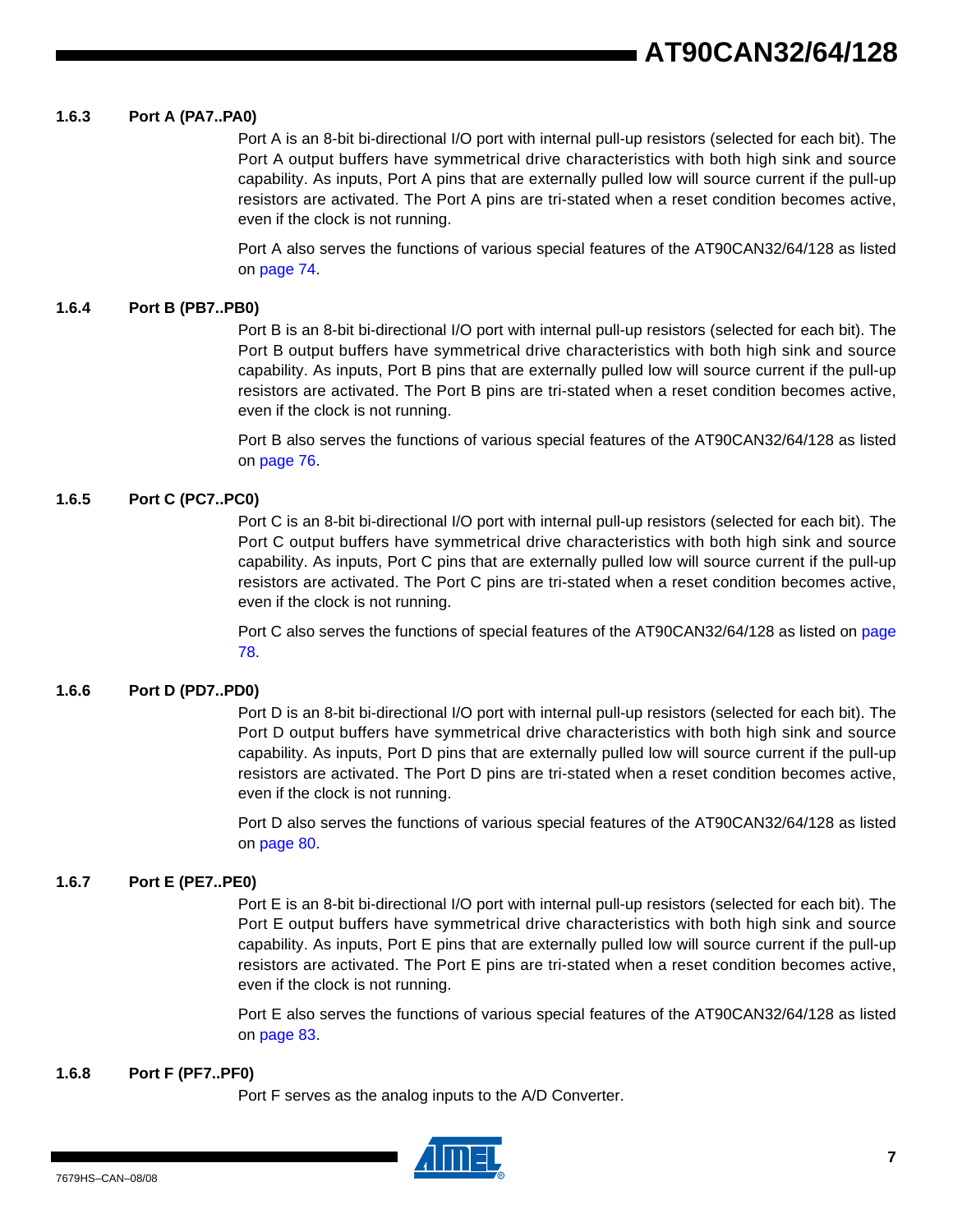### 1.6.3 Port A (PA7..PA0)

Port A is an 8-bit bi-directional I/O port with internal pull-up resistors (selected for each bit). The Port A output buffers have symmetrical drive characteristics with both high sink and source capability. As inputs, Port A pins that are externally pulled low will source current if the pull-up resistors are activated. The Port A pins are tri-stated when a reset condition becomes active, even if the clock is not running.

Port A also serves the functions of various special features of the AT90CAN32/64/128 as listed on page 74.

### 1.6.4 Port B (PB7..PB0)

Port B is an 8-bit bi-directional I/O port with internal pull-up resistors (selected for each bit). The Port B output buffers have symmetrical drive characteristics with both high sink and source capability. As inputs, Port B pins that are externally pulled low will source current if the pull-up resistors are activated. The Port B pins are tri-stated when a reset condition becomes active, even if the clock is not running.

Port B also serves the functions of various special features of the AT90CAN32/64/128 as listed on page 76.

### 1.6.5 Port C (PC7..PC0)

Port C is an 8-bit bi-directional I/O port with internal pull-up resistors (selected for each bit). The Port C output buffers have symmetrical drive characteristics with both high sink and source capability. As inputs, Port C pins that are externally pulled low will source current if the pull-up resistors are activated. The Port C pins are tri-stated when a reset condition becomes active, even if the clock is not running.

Port C also serves the functions of special features of the AT90CAN32/64/128 as listed on page 78.

### 1.6.6 Port D (PD7..PD0)

Port D is an 8-bit bi-directional I/O port with internal pull-up resistors (selected for each bit). The Port D output buffers have symmetrical drive characteristics with both high sink and source capability. As inputs, Port D pins that are externally pulled low will source current if the pull-up resistors are activated. The Port D pins are tri-stated when a reset condition becomes active, even if the clock is not running.

Port D also serves the functions of various special features of the AT90CAN32/64/128 as listed on page 80.

### 1.6.7 Port E (PE7..PE0)

Port E is an 8-bit bi-directional I/O port with internal pull-up resistors (selected for each bit). The Port E output buffers have symmetrical drive characteristics with both high sink and source capability. As inputs, Port E pins that are externally pulled low will source current if the pull-up resistors are activated. The Port E pins are tri-stated when a reset condition becomes active, even if the clock is not running.

Port E also serves the functions of various special features of the AT90CAN32/64/128 as listed on page 83.

### 1.6.8 Port F (PF7..PF0)

Port F serves as the analog inputs to the A/D Converter.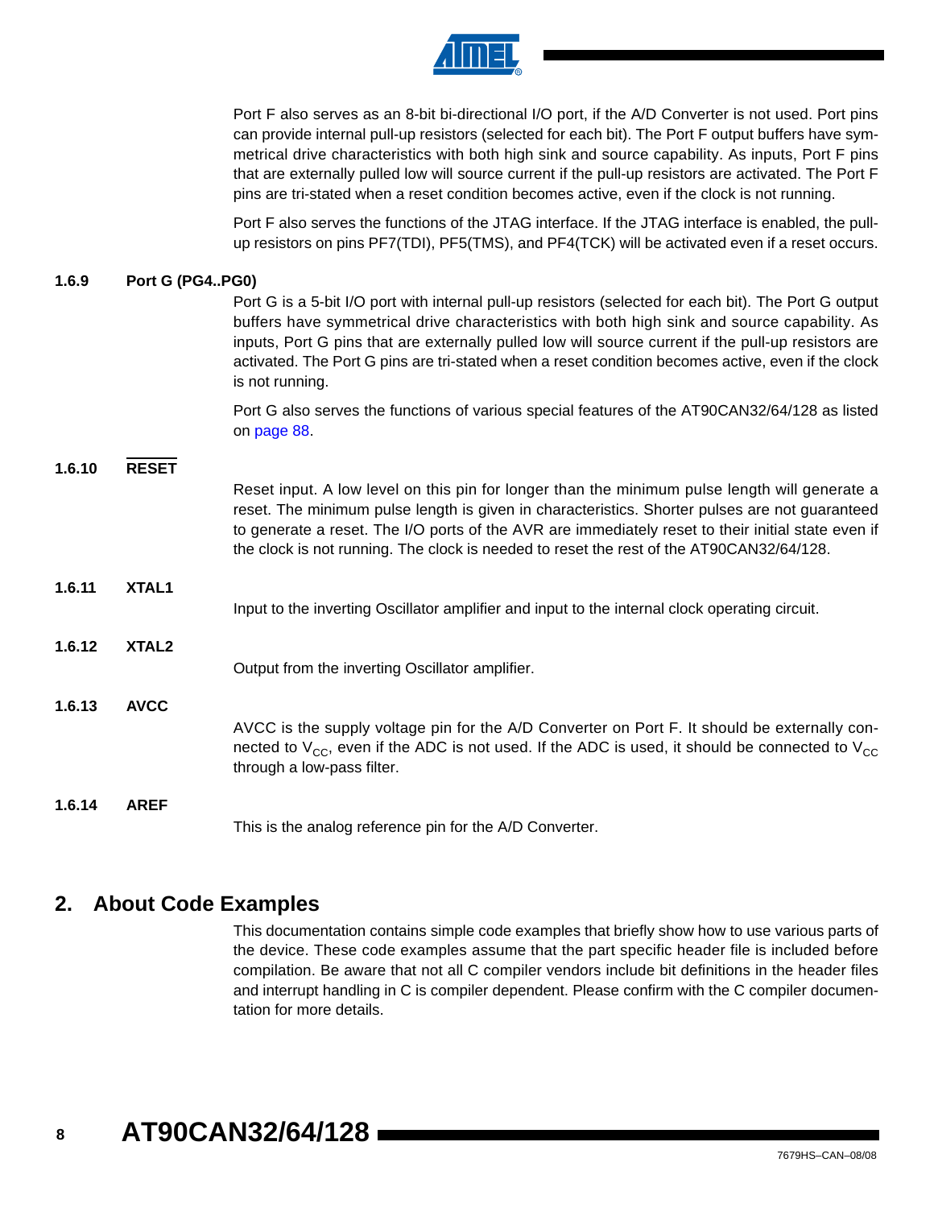Port F also serves as an 8-bit bi-directional I/O port, if the A/D Converter is not used. Port pins can provide internal pull-up resistors (selected for each bit). The Port F output buffers have symmetrical drive characteristics with both high sink and source capability. As inputs, Port F pins that are externally pulled low will source current if the pull-up resistors are activated. The Port F pins are tri-stated when a reset condition becomes active, even if the clock is not running.

Port F also serves the functions of the JTAG interface. If the JTAG interface is enabled, the pull-up resistors on pins PF7(TDI), PF5(TMS), and PF4(TCK) will be activated even if a reset occurs.

### 1.6.9 Port G (PG4..PG0)

Port G is a 5-bit I/O port with internal pull-up resistors (selected for each bit). The Port G output buffers have symmetrical drive characteristics with both high sink and source capability. As inputs, Port G pins that are externally pulled low will source current if the pull-up resistors are activated. The Port G pins are tri-stated when a reset condition becomes active, even if the clock is not running.

Port G also serves the functions of various special features of the AT90CAN32/64/128 as listed on page 88.

### 1.6.10 $\overline{\text{RESET}}$

Reset input. A low level on this pin for longer than the minimum pulse length will generate a reset. The minimum pulse length is given in characteristics. Shorter pulses are not guaranteed to generate a reset. The I/O ports of the AVR are immediately reset to their initial state even if the clock is not running. The clock is needed to reset the rest of the AT90CAN32/64/128.

### 1.6.11 XTAL1

Input to the inverting Oscillator amplifier and input to the internal clock operating circuit.

### 1.6.12 XTAL2

Output from the inverting Oscillator amplifier.

### 1.6.13 AVCC

AVCC is the supply voltage pin for the A/D Converter on Port F. It should be externally connected to $V_{CC}$, even if the ADC is not used. If the ADC is used, it should be connected to $V_{CC}$ through a low-pass filter.

### 1.6.14 AREF

This is the analog reference pin for the A/D Converter.

## 2. About Code Examples

This documentation contains simple code examples that briefly show how to use various parts of the device. These code examples assume that the part specific header file is included before compilation. Be aware that not all C compiler vendors include bit definitions in the header files and interrupt handling in C is compiler dependent. Please confirm with the C compiler documentation for more details.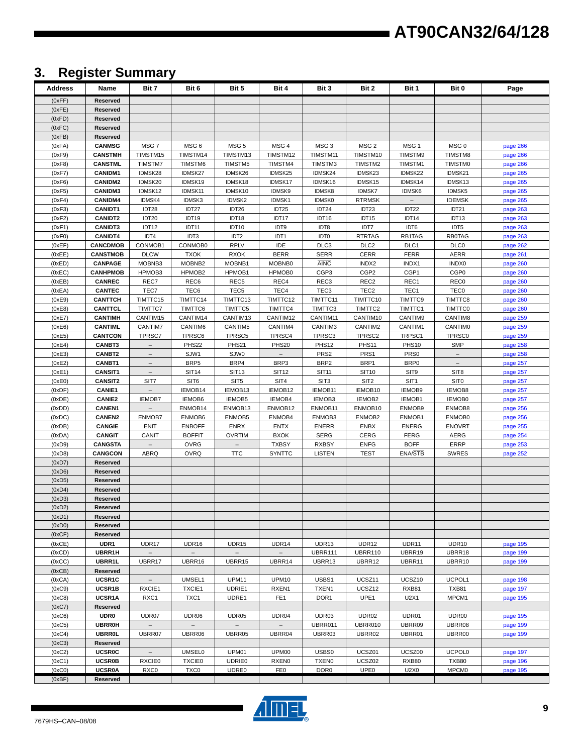## 3. Register Summary

| Address | Name | Bit 7 | Bit 6 | Bit 5 | Bit 4 | Bit 3 | Bit 2 | Bit 1 | Bit 0 | Page |
|---|---|---|---|---|---|---|---|---|---|---|
| (0xFF) | Reserved | | | | | | | | | |
| (0xFE) | Reserved | | | | | | | | | |
| (0xFD) | Reserved | | | | | | | | | |
| (0xFC) | Reserved | | | | | | | | | |
| (0xFB) | Reserved | | | | | | | | | |
| (0xFA) | CANMSG | MSG 7 | MSG 6 | MSG 5 | MSG 4 | MSG 3 | MSG 2 | MSG 1 | MSG 0 | page 266 |
| (0xF9) | CANSTMH | TIMSTM15 | TIMSTM14 | TIMSTM13 | TIMSTM12 | TIMSTM11 | TIMSTM10 | TIMSTM9 | TIMSTM8 | page 266 |
| (0xF8) | CANSTML | TIMSTM7 | TIMSTM6 | TIMSTM5 | TIMSTM4 | TIMSTM3 | TIMSTM2 | TIMSTM1 | TIMSTM0 | page 266 |
| (0xF7) | CANIDM1 | IDMSK28 | IDMSK27 | IDMSK26 | IDMSK25 | IDMSK24 | IDMSK23 | IDMSK22 | IDMSK21 | page 265 |
| (0xF6) | CANIDM2 | IDMSK20 | IDMSK19 | IDMSK18 | IDMSK17 | IDMSK16 | IDMSK15 | IDMSK14 | IDMSK13 | page 265 |
| (0xF5) | CANIDM3 | IDMSK12 | IDMSK11 | IDMSK10 | IDMSK9 | IDMSK8 | IDMSK7 | IDMSK6 | IDMSK5 | page 265 |
| (0xF4) | CANIDM4 | IDMSK4 | IDMSK3 | IDMSK2 | IDMSK1 | IDMSK0 | RTRMSK | – | IDEMSK | page 265 |
| (0xF3) | CANIDT1 | IDT28 | IDT27 | IDT26 | IDT25 | IDT24 | IDT23 | IDT22 | IDT21 | page 263 |
| (0xF2) | CANIDT2 | IDT20 | IDT19 | IDT18 | IDT17 | IDT16 | IDT15 | IDT14 | IDT13 | page 263 |
| (0xF1) | CANIDT3 | IDT12 | IDT11 | IDT10 | IDT9 | IDT8 | IDT7 | IDT6 | IDT5 | page 263 |
| (0xF0) | CANIDT4 | IDT4 | IDT3 | IDT2 | IDT1 | IDT0 | RTRTAG | RB1TAG | RB0TAG | page 263 |
| (0xEF) | CANCDMOB | CONMOB1 | CONMOB0 | RPLV | IDE | DLC3 | DLC2 | DLC1 | DLC0 | page 262 |
| (0xEE) | CANSTMOB | DLCW | TXOK | RXOK | BERR | SERR | CERR | FERR | AERR | page 261 |
| (0xED) | CANPAGE | MOBNB3 | MOBNB2 | MOBNB1 | MOBNB0 | AINC | INDX2 | INDX1 | INDX0 | page 260 |
| (0xEC) | CANHPMOB | HPMOB3 | HPMOB2 | HPMOB1 | HPMOB0 | CGP3 | CGP2 | CGP1 | CGP0 | page 260 |
| (0xEB) | CANREC | REC7 | REC6 | REC5 | REC4 | REC3 | REC2 | REC1 | REC0 | page 260 |
| (0xEA) | CANTEC | TEC7 | TEC6 | TEC5 | TEC4 | TEC3 | TEC2 | TEC1 | TEC0 | page 260 |
| (0xE9) | CANTTCH | TIMTTC15 | TIMTTC14 | TIMTTC13 | TIMTTC12 | TIMTTC11 | TIMTTC10 | TIMTTC9 | TIMTTC8 | page 260 |
| (0xE8) | CANTTCL | TIMTTC7 | TIMTTC6 | TIMTTC5 | TIMTTC4 | TIMTTC3 | TIMTTC2 | TIMTTC1 | TIMTTC0 | page 260 |
| (0xE7) | CANTIMH | CANTIM15 | CANTIM14 | CANTIM13 | CANTIM12 | CANTIM11 | CANTIM10 | CANTIM9 | CANTIM8 | page 259 |
| (0xE6) | CANTIML | CANTIM7 | CANTIM6 | CANTIM5 | CANTIM4 | CANTIM3 | CANTIM2 | CANTIM1 | CANTIM0 | page 259 |
| (0xE5) | CANTCON | TPRSC7 | TPRSC6 | TPRSC5 | TPRSC4 | TPRSC3 | TPRSC2 | TRPSC1 | TPRSC0 | page 259 |
| (0xE4) | CANBT3 | – | PHS22 | PHS21 | PHS20 | PHS12 | PHS11 | PHS10 | SMP | page 258 |
| (0xE3) | CANBT2 | – | SJW1 | SJW0 | – | PRS2 | PRS1 | PRS0 | – | page 258 |
| (0xE2) | CANBT1 | – | BRP5 | BRP4 | BRP3 | BRP2 | BRP1 | BRP0 | – | page 257 |
| (0xE1) | CANSIT1 | – | SIT14 | SIT13 | SIT12 | SIT11 | SIT10 | SIT9 | SIT8 | page 257 |
| (0xE0) | CANSIT2 | SIT7 | SIT6 | SIT5 | SIT4 | SIT3 | SIT2 | SIT1 | SIT0 | page 257 |
| (0xDF) | CANIE1 | – | IEMOB14 | IEMOB13 | IEMOB12 | IEMOB11 | IEMOB10 | IEMOB9 | IEMOB8 | page 257 |
| (0xDE) | CANIE2 | IEMOB7 | IEMOB6 | IEMOB5 | IEMOB4 | IEMOB3 | IEMOB2 | IEMOB1 | IEMOB0 | page 257 |
| (0xDD) | CANEN1 | – | ENMOB14 | ENMOB13 | ENMOB12 | ENMOB11 | ENMOB10 | ENMOB9 | ENMOB8 | page 256 |
| (0xDC) | CANEN2 | ENMOB7 | ENMOB6 | ENMOB5 | ENMOB4 | ENMOB3 | ENMOB2 | ENMOB1 | ENMOB0 | page 256 |
| (0xDB) | CANGIE | ENIT | ENBOFF | ENRX | ENTX | ENERR | ENBX | ENERG | ENOVRT | page 255 |
| (0xDA) | CANGIT | CANIT | BOFFIT | OVRTIM | BXOK | SERG | CERG | FERG | AERG | page 254 |
| (0xD9) | CANGSTA | – | OVRG | – | TXBSY | RXBSY | ENFG | BOFF | ERRP | page 253 |
| (0xD8) | CANGCON | ABRQ | OVRQ | TTC | SYNTTC | LISTEN | TEST | ENA/STB | SWRES | page 252 |
| (0xD7) | Reserved | | | | | | | | | |
| (0xD6) | Reserved | | | | | | | | | |
| (0xD5) | Reserved | | | | | | | | | |
| (0xD4) | Reserved | | | | | | | | | |
| (0xD3) | Reserved | | | | | | | | | |
| (0xD2) | Reserved | | | | | | | | | |
| (0xD1) | Reserved | | | | | | | | | |
| (0xD0) | Reserved | | | | | | | | | |
| (0xCF) | Reserved | | | | | | | | | |
| (0xCE) | UDR1 | UDR17 | UDR16 | UDR15 | UDR14 | UDR13 | UDR12 | UDR11 | UDR10 | page 195 |
| (0xCD) | UBRR1H | – | – | – | – | UBRR111 | UBRR110 | UBRR19 | UBRR18 | page 199 |
| (0xCC) | UBRR1L | UBRR17 | UBRR16 | UBRR15 | UBRR14 | UBRR13 | UBRR12 | UBRR11 | UBRR10 | page 199 |
| (0xCB) | Reserved | | | | | | | | | |
| (0xCA) | UCSR1C | – | UMSEL1 | UPM11 | UPM10 | USBS1 | UCSZ11 | UCSZ10 | UCPOL1 | page 198 |
| (0xC9) | UCSR1B | RXCIE1 | TXCIE1 | UDRIE1 | RXEN1 | TXEN1 | UCSZ12 | RXB81 | TXB81 | page 197 |
| (0xC8) | UCSR1A | RXC1 | TXC1 | UDRE1 | FE1 | DOR1 | UPE1 | U2X1 | MPCM1 | page 195 |
| (0xC7) | Reserved | | | | | | | | | |
| (0xC6) | UDR0 | UDR07 | UDR06 | UDR05 | UDR04 | UDR03 | UDR02 | UDR01 | UDR00 | page 195 |
| (0xC5) | UBRR0H | – | – | – | – | UBRR011 | UBRR010 | UBRR09 | UBRR08 | page 199 |
| (0xC4) | UBRR0L | UBRR07 | UBRR06 | UBRR05 | UBRR04 | UBRR03 | UBRR02 | UBRR01 | UBRR00 | page 199 |
| (0xC3) | Reserved | | | | | | | | | |
| (0xC2) | UCSR0C | – | UMSEL0 | UPM01 | UPM00 | USBS0 | UCSZ01 | UCSZ00 | UCPOL0 | page 197 |
| (0xC1) | UCSR0B | RXCIE0 | TXCIE0 | UDRIE0 | RXEN0 | TXEN0 | UCSZ02 | RXB80 | TXB80 | page 196 |
| (0xC0) | UCSR0A | RXC0 | TXC0 | UDRE0 | FE0 | DOR0 | UPE0 | U2X0 | MPCM0 | page 195 |
| (0xBF) | Reserved | | | | | | | | | |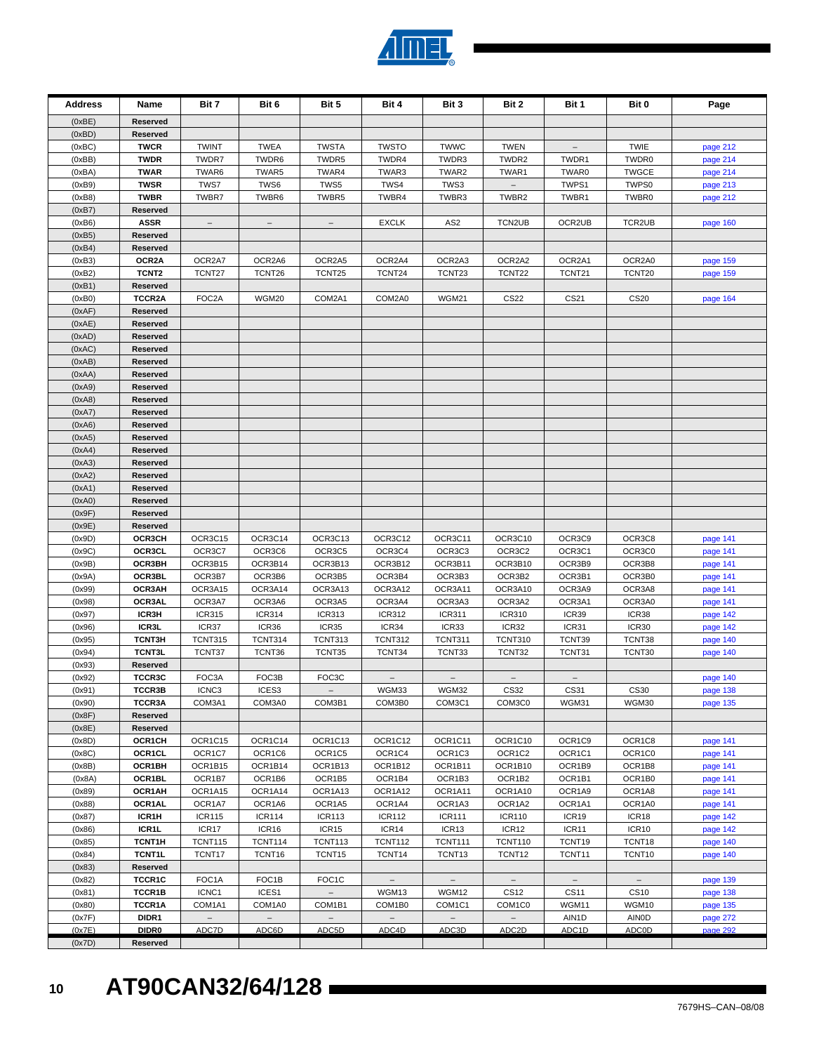| Address | Name | Bit 7 | Bit 6 | Bit 5 | Bit 4 | Bit 3 | Bit 2 | Bit 1 | Bit 0 | Page |
|---|---|---|---|---|---|---|---|---|---|---|
| (0xBE) | Reserved | | | | | | | | | |
| (0xBD) | Reserved | | | | | | | | | |
| (0xBC) | TWCR | TWINT | TWEA | TWSTA | TWSTO | TWWC | TWEN | – | TWIE | page 212 |
| (0xBB) | TWDR | TWDR7 | TWDR6 | TWDR5 | TWDR4 | TWDR3 | TWDR2 | TWDR1 | TWDR0 | page 214 |
| (0xBA) | TWAR | TWAR6 | TWAR5 | TWAR4 | TWAR3 | TWAR2 | TWAR1 | TWAR0 | TWGCE | page 214 |
| (0xB9) | TWSR | TWS7 | TWS6 | TWS5 | TWS4 | TWS3 | – | TWPS1 | TWPS0 | page 213 |
| (0xB8) | TWBR | TWBR7 | TWBR6 | TWBR5 | TWBR4 | TWBR3 | TWBR2 | TWBR1 | TWBR0 | page 212 |
| (0xB7) | Reserved | | | | | | | | | |
| (0xB6) | ASSR | – | – | – | EXCLK | AS2 | TCN2UB | OCR2UB | TCR2UB | page 160 |
| (0xB5) | Reserved | | | | | | | | | |
| (0xB4) | Reserved | | | | | | | | | |
| (0xB3) | OCR2A | OCR2A7 | OCR2A6 | OCR2A5 | OCR2A4 | OCR2A3 | OCR2A2 | OCR2A1 | OCR2A0 | page 159 |
| (0xB2) | TCNT2 | TCNT27 | TCNT26 | TCNT25 | TCNT24 | TCNT23 | TCNT22 | TCNT21 | TCNT20 | page 159 |
| (0xB1) | Reserved | | | | | | | | | |
| (0xB0) | TCCR2A | FOC2A | WGM20 | COM2A1 | COM2A0 | WGM21 | CS22 | CS21 | CS20 | page 164 |
| (0xAF) | Reserved | | | | | | | | | |
| (0xAE) | Reserved | | | | | | | | | |
| (0xAD) | Reserved | | | | | | | | | |
| (0xAC) | Reserved | | | | | | | | | |
| (0xAB) | Reserved | | | | | | | | | |
| (0xAA) | Reserved | | | | | | | | | |
| (0xA9) | Reserved | | | | | | | | | |
| (0xA8) | Reserved | | | | | | | | | |
| (0xA7) | Reserved | | | | | | | | | |
| (0xA6) | Reserved | | | | | | | | | |
| (0xA5) | Reserved | | | | | | | | | |
| (0xA4) | Reserved | | | | | | | | | |
| (0xA3) | Reserved | | | | | | | | | |
| (0xA2) | Reserved | | | | | | | | | |
| (0xA1) | Reserved | | | | | | | | | |
| (0xA0) | Reserved | | | | | | | | | |
| (0x9F) | Reserved | | | | | | | | | |
| (0x9E) | Reserved | | | | | | | | | |
| (0x9D) | OCR3CH | OCR3C15 | OCR3C14 | OCR3C13 | OCR3C12 | OCR3C11 | OCR3C10 | OCR3C9 | OCR3C8 | page 141 |
| (0x9C) | OCR3CL | OCR3C7 | OCR3C6 | OCR3C5 | OCR3C4 | OCR3C3 | OCR3C2 | OCR3C1 | OCR3C0 | page 141 |
| (0x9B) | OCR3BH | OCR3B15 | OCR3B14 | OCR3B13 | OCR3B12 | OCR3B11 | OCR3B10 | OCR3B9 | OCR3B8 | page 141 |
| (0x9A) | OCR3BL | OCR3B7 | OCR3B6 | OCR3B5 | OCR3B4 | OCR3B3 | OCR3B2 | OCR3B1 | OCR3B0 | page 141 |
| (0x99) | OCR3AH | OCR3A15 | OCR3A14 | OCR3A13 | OCR3A12 | OCR3A11 | OCR3A10 | OCR3A9 | OCR3A8 | page 141 |
| (0x98) | OCR3AL | OCR3A7 | OCR3A6 | OCR3A5 | OCR3A4 | OCR3A3 | OCR3A2 | OCR3A1 | OCR3A0 | page 141 |
| (0x97) | ICR3H | ICR315 | ICR314 | ICR313 | ICR312 | ICR311 | ICR310 | ICR39 | ICR38 | page 142 |
| (0x96) | ICR3L | ICR37 | ICR36 | ICR35 | ICR34 | ICR33 | ICR32 | ICR31 | ICR30 | page 142 |
| (0x95) | TCNT3H | TCNT315 | TCNT314 | TCNT313 | TCNT312 | TCNT311 | TCNT310 | TCNT39 | TCNT38 | page 140 |
| (0x94) | TCNT3L | TCNT37 | TCNT36 | TCNT35 | TCNT34 | TCNT33 | TCNT32 | TCNT31 | TCNT30 | page 140 |
| (0x93) | Reserved | | | | | | | | | |
| (0x92) | TCCR3C | FOC3A | FOC3B | FOC3C | – | – | – | – | | page 140 |
| (0x91) | TCCR3B | ICNC3 | ICES3 | – | WGM33 | WGM32 | CS32 | CS31 | CS30 | page 138 |
| (0x90) | TCCR3A | COM3A1 | COM3A0 | COM3B1 | COM3B0 | COM3C1 | COM3C0 | WGM31 | WGM30 | page 135 |
| (0x8F) | Reserved | | | | | | | | | |
| (0x8E) | Reserved | | | | | | | | | |
| (0x8D) | OCR1CH | OCR1C15 | OCR1C14 | OCR1C13 | OCR1C12 | OCR1C11 | OCR1C10 | OCR1C9 | OCR1C8 | page 141 |
| (0x8C) | OCR1CL | OCR1C7 | OCR1C6 | OCR1C5 | OCR1C4 | OCR1C3 | OCR1C2 | OCR1C1 | OCR1C0 | page 141 |
| (0x8B) | OCR1BH | OCR1B15 | OCR1B14 | OCR1B13 | OCR1B12 | OCR1B11 | OCR1B10 | OCR1B9 | OCR1B8 | page 141 |
| (0x8A) | OCR1BL | OCR1B7 | OCR1B6 | OCR1B5 | OCR1B4 | OCR1B3 | OCR1B2 | OCR1B1 | OCR1B0 | page 141 |
| (0x89) | OCR1AH | OCR1A15 | OCR1A14 | OCR1A13 | OCR1A12 | OCR1A11 | OCR1A10 | OCR1A9 | OCR1A8 | page 141 |
| (0x88) | OCR1AL | OCR1A7 | OCR1A6 | OCR1A5 | OCR1A4 | OCR1A3 | OCR1A2 | OCR1A1 | OCR1A0 | page 141 |
| (0x87) | ICR1H | ICR115 | ICR114 | ICR113 | ICR112 | ICR111 | ICR110 | ICR19 | ICR18 | page 142 |
| (0x86) | ICR1L | ICR17 | ICR16 | ICR15 | ICR14 | ICR13 | ICR12 | ICR11 | ICR10 | page 142 |
| (0x85) | TCNT1H | TCNT115 | TCNT114 | TCNT113 | TCNT112 | TCNT111 | TCNT110 | TCNT19 | TCNT18 | page 140 |
| (0x84) | TCNT1L | TCNT17 | TCNT16 | TCNT15 | TCNT14 | TCNT13 | TCNT12 | TCNT11 | TCNT10 | page 140 |
| (0x83) | Reserved | | | | | | | | | |
| (0x82) | TCCR1C | FOC1A | FOC1B | FOC1C | – | – | – | – | – | page 139 |
| (0x81) | TCCR1B | ICNC1 | ICES1 | – | WGM13 | WGM12 | CS12 | CS11 | CS10 | page 138 |
| (0x80) | TCCR1A | COM1A1 | COM1A0 | COM1B1 | COM1B0 | COM1C1 | COM1C0 | WGM11 | WGM10 | page 135 |
| (0x7F) | DIDR1 | – | – | – | – | – | – | AIN1D | AIN0D | page 272 |
| (0x7E) | DIDR0 | ADC7D | ADC6D | ADC5D | ADC4D | ADC3D | ADC2D | ADC1D | ADC0D | page 292 |
| (0x7D) | Reserved | | | | | | | | | |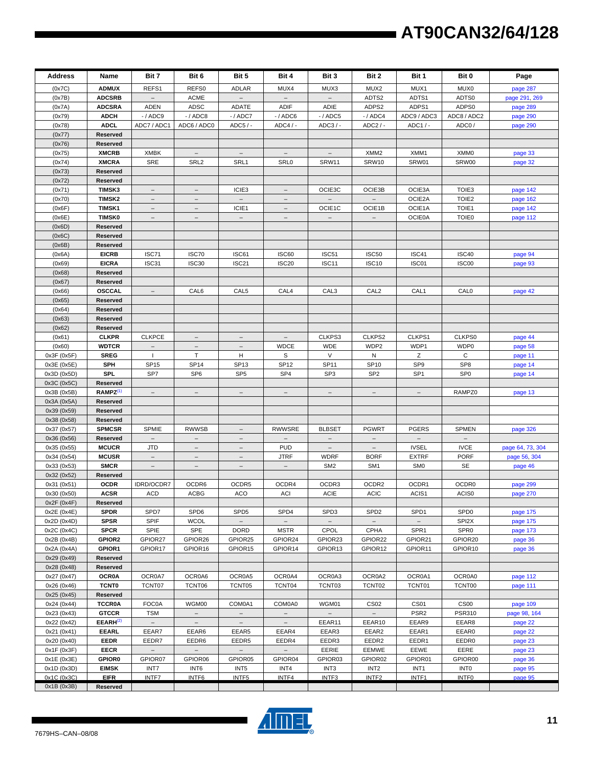| Address | Name | Bit 7 | Bit 6 | Bit 5 | Bit 4 | Bit 3 | Bit 2 | Bit 1 | Bit 0 | Page |
|---|---|---|---|---|---|---|---|---|---|---|
| (0x7C) | **ADMUX** | REFS1 | REFS0 | ADLAR | MUX4 | MUX3 | MUX2 | MUX1 | MUX0 | page 287 |
| (0x7B) | **ADCSRB** | – | ACME | – | – | – | ADTS2 | ADTS1 | ADTS0 | page 291, 269 |
| (0x7A) | **ADCSRA** | ADEN | ADSC | ADATE | ADIF | ADIE | ADPS2 | ADPS1 | ADPS0 | page 289 |
| (0x79) | **ADCH** | - / ADC9 | - / ADC8 | - / ADC7 | - / ADC6 | - / ADC5 | - / ADC4 | ADC9 / ADC3 | ADC8 / ADC2 | page 290 |
| (0x78) | **ADCL** | ADC7 / ADC1 | ADC6 / ADC0 | ADC5 / - | ADC4 / - | ADC3 / - | ADC2 / - | ADC1 / - | ADC0 / | page 290 |
| (0x77) | **Reserved** | | | | | | | | | |
| (0x76) | **Reserved** | | | | | | | | | |
| (0x75) | **XMCRB** | XMBK | – | – | – | – | XMM2 | XMM1 | XMM0 | page 33 |
| (0x74) | **XMCRA** | SRE | SRL2 | SRL1 | SRL0 | SRW11 | SRW10 | SRW01 | SRW00 | page 32 |
| (0x73) | **Reserved** | | | | | | | | | |
| (0x72) | **Reserved** | | | | | | | | | |
| (0x71) | **TIMSK3** | – | – | ICIE3 | – | OCIE3C | OCIE3B | OCIE3A | TOIE3 | page 142 |
| (0x70) | **TIMSK2** | – | – | – | – | – | – | OCIE2A | TOIE2 | page 162 |
| (0x6F) | **TIMSK1** | – | – | ICIE1 | – | OCIE1C | OCIE1B | OCIE1A | TOIE1 | page 142 |
| (0x6E) | **TIMSK0** | – | – | – | – | – | – | OCIE0A | TOIE0 | page 112 |
| (0x6D) | **Reserved** | | | | | | | | | |
| (0x6C) | **Reserved** | | | | | | | | | |
| (0x6B) | **Reserved** | | | | | | | | | |
| (0x6A) | **EICRB** | ISC71 | ISC70 | ISC61 | ISC60 | ISC51 | ISC50 | ISC41 | ISC40 | page 94 |
| (0x69) | **EICRA** | ISC31 | ISC30 | ISC21 | ISC20 | ISC11 | ISC10 | ISC01 | ISC00 | page 93 |
| (0x68) | **Reserved** | | | | | | | | | |
| (0x67) | **Reserved** | | | | | | | | | |
| (0x66) | **OSCCAL** | – | CAL6 | CAL5 | CAL4 | CAL3 | CAL2 | CAL1 | CAL0 | page 42 |
| (0x65) | **Reserved** | | | | | | | | | |
| (0x64) | **Reserved** | | | | | | | | | |
| (0x63) | **Reserved** | | | | | | | | | |
| (0x62) | **Reserved** | | | | | | | | | |
| (0x61) | **CLKPR** | CLKPCE | – | – | – | CLKPS3 | CLKPS2 | CLKPS1 | CLKPS0 | page 44 |
| (0x60) | **WDTCR** | – | – | – | WDCE | WDE | WDP2 | WDP1 | WDP0 | page 58 |
| 0x3F (0x5F) | **SREG** | I | T | H | S | V | N | Z | C | page 11 |
| 0x3E (0x5E) | **SPH** | SP15 | SP14 | SP13 | SP12 | SP11 | SP10 | SP9 | SP8 | page 14 |
| 0x3D (0x5D) | **SPL** | SP7 | SP6 | SP5 | SP4 | SP3 | SP2 | SP1 | SP0 | page 14 |
| 0x3C (0x5C) | **Reserved** | | | | | | | | | |
| 0x3B (0x5B) | **RAMPZ**[(1)] | – | – | – | – | – | – | – | RAMPZ0 | page 13 |
| 0x3A (0x5A) | **Reserved** | | | | | | | | | |
| 0x39 (0x59) | **Reserved** | | | | | | | | | |
| 0x38 (0x58) | **Reserved** | | | | | | | | | |
| 0x37 (0x57) | **SPMCSR** | SPMIE | RWWSB | – | RWWSRE | BLBSET | PGWRT | PGERS | SPMEN | page 326 |
| 0x36 (0x56) | **Reserved** | – | – | – | – | – | – | – | – | |
| 0x35 (0x55) | **MCUCR** | JTD | – | – | PUD | – | – | IVSEL | IVCE | page 64, 73, 304 |
| 0x34 (0x54) | **MCUSR** | – | – | – | JTRF | WDRF | BORF | EXTRF | PORF | page 56, 304 |
| 0x33 (0x53) | **SMCR** | – | – | – | – | SM2 | SM1 | SM0 | SE | page 46 |
| 0x32 (0x52) | **Reserved** | | | | | | | | | |
| 0x31 (0x51) | **OCDR** | IDRD/OCDR7 | OCDR6 | OCDR5 | OCDR4 | OCDR3 | OCDR2 | OCDR1 | OCDR0 | page 299 |
| 0x30 (0x50) | **ACSR** | ACD | ACBG | ACO | ACI | ACIE | ACIC | ACIS1 | ACIS0 | page 270 |
| 0x2F (0x4F) | **Reserved** | | | | | | | | | |
| 0x2E (0x4E) | **SPDR** | SPD7 | SPD6 | SPD5 | SPD4 | SPD3 | SPD2 | SPD1 | SPD0 | page 175 |
| 0x2D (0x4D) | **SPSR** | SPIF | WCOL | – | – | – | – | – | SPI2X | page 175 |
| 0x2C (0x4C) | **SPCR** | SPIE | SPE | DORD | MSTR | CPOL | CPHA | SPR1 | SPR0 | page 173 |
| 0x2B (0x4B) | **GPIOR2** | GPIOR27 | GPIOR26 | GPIOR25 | GPIOR24 | GPIOR23 | GPIOR22 | GPIOR21 | GPIOR20 | page 36 |
| 0x2A (0x4A) | **GPIOR1** | GPIOR17 | GPIOR16 | GPIOR15 | GPIOR14 | GPIOR13 | GPIOR12 | GPIOR11 | GPIOR10 | page 36 |
| 0x29 (0x49) | **Reserved** | | | | | | | | | |
| 0x28 (0x48) | **Reserved** | | | | | | | | | |
| 0x27 (0x47) | **OCR0A** | OCR0A7 | OCR0A6 | OCR0A5 | OCR0A4 | OCR0A3 | OCR0A2 | OCR0A1 | OCR0A0 | page 112 |
| 0x26 (0x46) | **TCNT0** | TCNT07 | TCNT06 | TCNT05 | TCNT04 | TCNT03 | TCNT02 | TCNT01 | TCNT00 | page 111 |
| 0x25 (0x45) | **Reserved** | | | | | | | | | |
| 0x24 (0x44) | **TCCR0A** | FOC0A | WGM00 | COM0A1 | COM0A0 | WGM01 | CS02 | CS01 | CS00 | page 109 |
| 0x23 (0x43) | **GTCCR** | TSM | – | – | – | – | – | PSR2 | PSR310 | page 98, 164 |
| 0x22 (0x42) | **EEARH**[(2)] | – | – | – | – | EEAR11 | EEAR10 | EEAR9 | EEAR8 | page 22 |
| 0x21 (0x41) | **EEARL** | EEAR7 | EEAR6 | EEAR5 | EEAR4 | EEAR3 | EEAR2 | EEAR1 | EEAR0 | page 22 |
| 0x20 (0x40) | **EEDR** | EEDR7 | EEDR6 | EEDR5 | EEDR4 | EEDR3 | EEDR2 | EEDR1 | EEDR0 | page 23 |
| 0x1F (0x3F) | **EECR** | – | – | – | – | EERIE | EEMWE | EEWE | EERE | page 23 |
| 0x1E (0x3E) | **GPIOR0** | GPIOR07 | GPIOR06 | GPIOR05 | GPIOR04 | GPIOR03 | GPIOR02 | GPIOR01 | GPIOR00 | page 36 |
| 0x1D (0x3D) | **EIMSK** | INT7 | INT6 | INT5 | INT4 | INT3 | INT2 | INT1 | INT0 | page 95 |
| 0x1C (0x3C) | **EIFR** | INTF7 | INTF6 | INTF5 | INTF4 | INTF3 | INTF2 | INTF1 | INTF0 | page 95 |
| 0x1B (0x3B) | **Reserved** | | | | | | | | | |

7679HS–CAN–08/08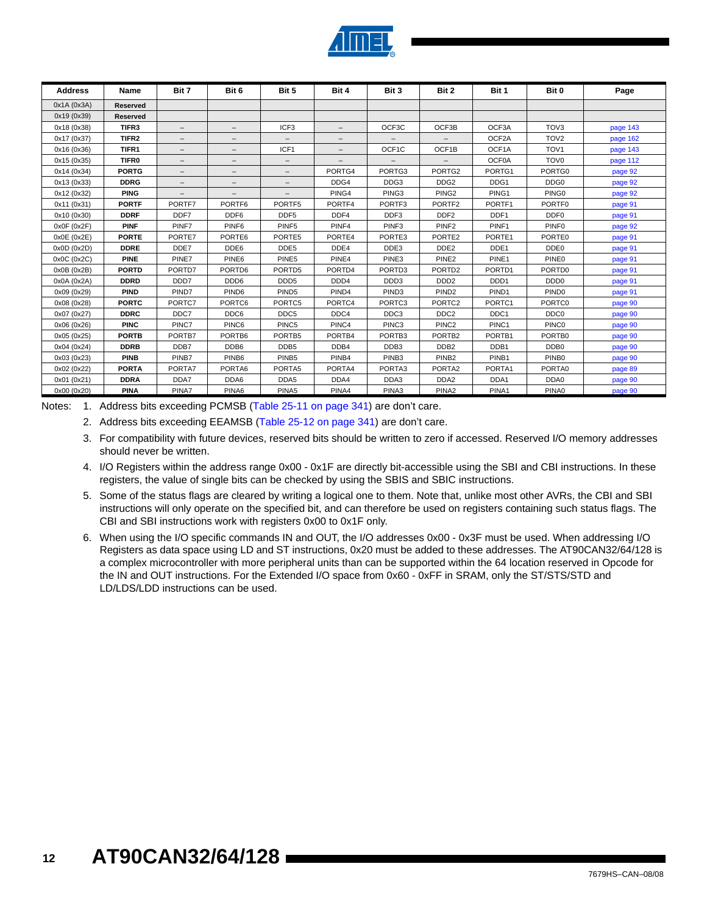| Address | Name | Bit 7 | Bit 6 | Bit 5 | Bit 4 | Bit 3 | Bit 2 | Bit 1 | Bit 0 | Page |
|---|---|---|---|---|---|---|---|---|---|---|
| 0x1A (0x3A) | Reserved | | | | | | | | | |
| 0x19 (0x39) | Reserved | | | | | | | | | |
| 0x18 (0x38) | TIFR3 | – | – | ICF3 | – | OCF3C | OCF3B | OCF3A | TOV3 | page 143 |
| 0x17 (0x37) | TIFR2 | – | – | – | – | – | – | OCF2A | TOV2 | page 162 |
| 0x16 (0x36) | TIFR1 | – | – | ICF1 | – | OCF1C | OCF1B | OCF1A | TOV1 | page 143 |
| 0x15 (0x35) | TIFR0 | – | – | – | – | – | – | OCF0A | TOV0 | page 112 |
| 0x14 (0x34) | PORTG | – | – | – | PORTG4 | PORTG3 | PORTG2 | PORTG1 | PORTG0 | page 92 |
| 0x13 (0x33) | DDRG | – | – | – | DDG4 | DDG3 | DDG2 | DDG1 | DDG0 | page 92 |
| 0x12 (0x32) | PING | – | – | – | PING4 | PING3 | PING2 | PING1 | PING0 | page 92 |
| 0x11 (0x31) | PORTF | PORTF7 | PORTF6 | PORTF5 | PORTF4 | PORTF3 | PORTF2 | PORTF1 | PORTF0 | page 91 |
| 0x10 (0x30) | DDRF | DDF7 | DDF6 | DDF5 | DDF4 | DDF3 | DDF2 | DDF1 | DDF0 | page 91 |
| 0x0F (0x2F) | PINF | PINF7 | PINF6 | PINF5 | PINF4 | PINF3 | PINF2 | PINF1 | PINF0 | page 92 |
| 0x0E (0x2E) | PORTE | PORTE7 | PORTE6 | PORTE5 | PORTE4 | PORTE3 | PORTE2 | PORTE1 | PORTE0 | page 91 |
| 0x0D (0x2D) | DDRE | DDE7 | DDE6 | DDE5 | DDE4 | DDE3 | DDE2 | DDE1 | DDE0 | page 91 |
| 0x0C (0x2C) | PINE | PINE7 | PINE6 | PINE5 | PINE4 | PINE3 | PINE2 | PINE1 | PINE0 | page 91 |
| 0x0B (0x2B) | PORTD | PORTD7 | PORTD6 | PORTD5 | PORTD4 | PORTD3 | PORTD2 | PORTD1 | PORTD0 | page 91 |
| 0x0A (0x2A) | DDRD | DDD7 | DDD6 | DDD5 | DDD4 | DDD3 | DDD2 | DDD1 | DDD0 | page 91 |
| 0x09 (0x29) | PIND | PIND7 | PIND6 | PIND5 | PIND4 | PIND3 | PIND2 | PIND1 | PIND0 | page 91 |
| 0x08 (0x28) | PORTC | PORTC7 | PORTC6 | PORTC5 | PORTC4 | PORTC3 | PORTC2 | PORTC1 | PORTC0 | page 90 |
| 0x07 (0x27) | DDRC | DDC7 | DDC6 | DDC5 | DDC4 | DDC3 | DDC2 | DDC1 | DDC0 | page 90 |
| 0x06 (0x26) | PINC | PINC7 | PINC6 | PINC5 | PINC4 | PINC3 | PINC2 | PINC1 | PINC0 | page 90 |
| 0x05 (0x25) | PORTB | PORTB7 | PORTB6 | PORTB5 | PORTB4 | PORTB3 | PORTB2 | PORTB1 | PORTB0 | page 90 |
| 0x04 (0x24) | DDRB | DDB7 | DDB6 | DDB5 | DDB4 | DDB3 | DDB2 | DDB1 | DDB0 | page 90 |
| 0x03 (0x23) | PINB | PINB7 | PINB6 | PINB5 | PINB4 | PINB3 | PINB2 | PINB1 | PINB0 | page 90 |
| 0x02 (0x22) | PORTA | PORTA7 | PORTA6 | PORTA5 | PORTA4 | PORTA3 | PORTA2 | PORTA1 | PORTA0 | page 89 |
| 0x01 (0x21) | DDRA | DDA7 | DDA6 | DDA5 | DDA4 | DDA3 | DDA2 | DDA1 | DDA0 | page 90 |
| 0x00 (0x20) | PINA | PINA7 | PINA6 | PINA5 | PINA4 | PINA3 | PINA2 | PINA1 | PINA0 | page 90 |

Notes:

1. Address bits exceeding PCMSB (Table 25-11 on page 341) are don't care.
2. Address bits exceeding EEAMSB (Table 25-12 on page 341) are don't care.
3. For compatibility with future devices, reserved bits should be written to zero if accessed. Reserved I/O memory addresses should never be written.
4. I/O Registers within the address range 0x00 - 0x1F are directly bit-accessible using the SBI and CBI instructions. In these registers, the value of single bits can be checked by using the SBIS and SBIC instructions.
5. Some of the status flags are cleared by writing a logical one to them. Note that, unlike most other AVRs, the CBI and SBI instructions will only operate on the specified bit, and can therefore be used on registers containing such status flags. The CBI and SBI instructions work with registers 0x00 to 0x1F only.
6. When using the I/O specific commands IN and OUT, the I/O addresses 0x00 - 0x3F must be used. When addressing I/O Registers as data space using LD and ST instructions, 0x20 must be added to these addresses. The AT90CAN32/64/128 is a complex microcontroller with more peripheral units than can be supported within the 64 location reserved in Opcode for the IN and OUT instructions. For the Extended I/O space from 0x60 - 0xFF in SRAM, only the ST/STS/STD and LD/LDS/LDD instructions can be used.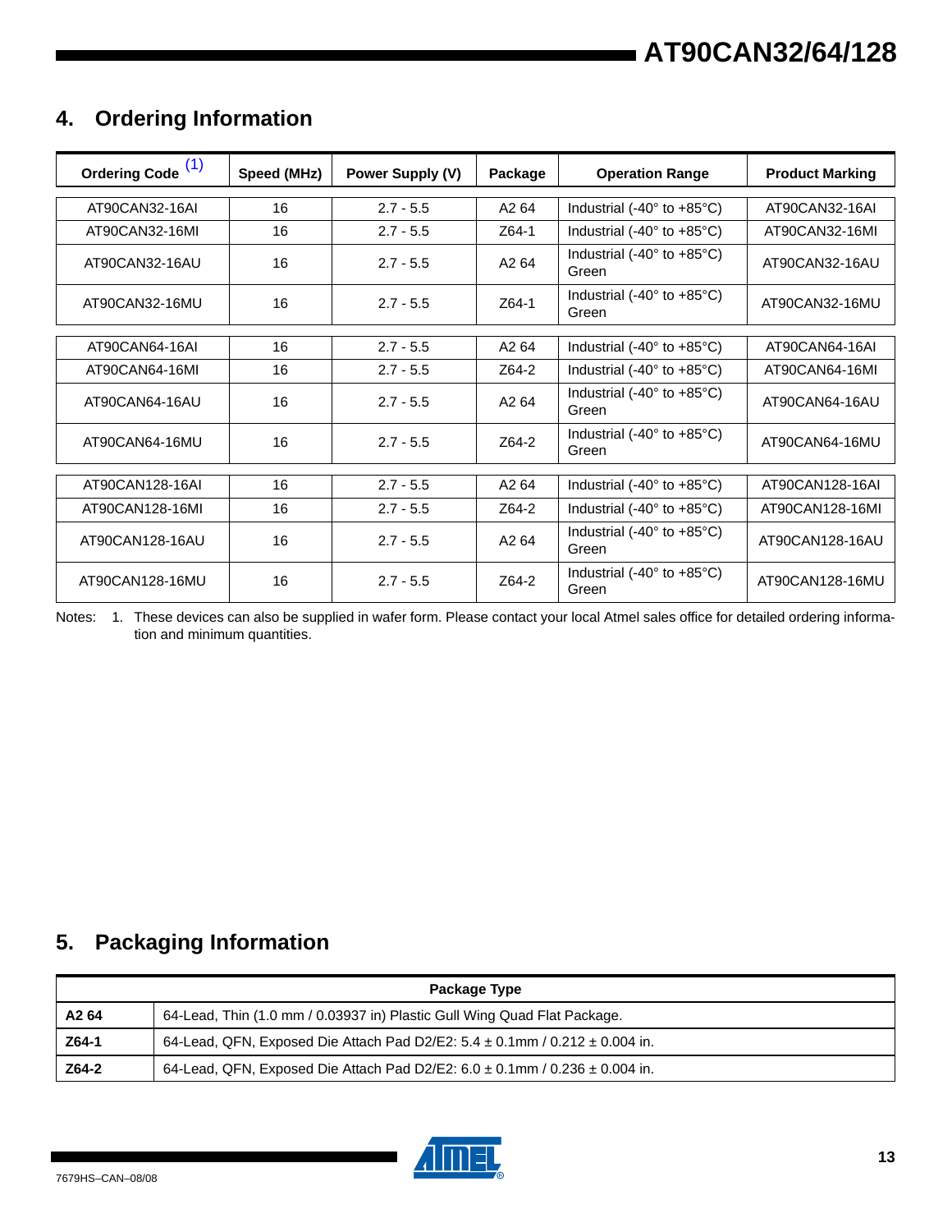## 4. Ordering Information

| Ordering Code [(1)] | Speed (MHz) | Power Supply (V) | Package | Operation Range | Product Marking |
|---|---|---|---|---|---|
| AT90CAN32-16AI | 16 | 2.7 - 5.5 | A2 64 | Industrial (-40° to +85°C) | AT90CAN32-16AI |
| AT90CAN32-16MI | 16 | 2.7 - 5.5 | Z64-1 | Industrial (-40° to +85°C) | AT90CAN32-16MI |
| AT90CAN32-16AU | 16 | 2.7 - 5.5 | A2 64 | Industrial (-40° to +85°C) Green | AT90CAN32-16AU |
| AT90CAN32-16MU | 16 | 2.7 - 5.5 | Z64-1 | Industrial (-40° to +85°C) Green | AT90CAN32-16MU |
| AT90CAN64-16AI | 16 | 2.7 - 5.5 | A2 64 | Industrial (-40° to +85°C) | AT90CAN64-16AI |
| AT90CAN64-16MI | 16 | 2.7 - 5.5 | Z64-2 | Industrial (-40° to +85°C) | AT90CAN64-16MI |
| AT90CAN64-16AU | 16 | 2.7 - 5.5 | A2 64 | Industrial (-40° to +85°C) Green | AT90CAN64-16AU |
| AT90CAN64-16MU | 16 | 2.7 - 5.5 | Z64-2 | Industrial (-40° to +85°C) Green | AT90CAN64-16MU |
| AT90CAN128-16AI | 16 | 2.7 - 5.5 | A2 64 | Industrial (-40° to +85°C) | AT90CAN128-16AI |
| AT90CAN128-16MI | 16 | 2.7 - 5.5 | Z64-2 | Industrial (-40° to +85°C) | AT90CAN128-16MI |
| AT90CAN128-16AU | 16 | 2.7 - 5.5 | A2 64 | Industrial (-40° to +85°C) Green | AT90CAN128-16AU |
| AT90CAN128-16MU | 16 | 2.7 - 5.5 | Z64-2 | Industrial (-40° to +85°C) Green | AT90CAN128-16MU |

Notes: 1. These devices can also be supplied in wafer form. Please contact your local Atmel sales office for detailed ordering information and minimum quantities.

## 5. Packaging Information

| Package Type | |
|---|---|
| **A2 64** | 64-Lead, Thin (1.0 mm / 0.03937 in) Plastic Gull Wing Quad Flat Package. |
| **Z64-1** | 64-Lead, QFN, Exposed Die Attach Pad D2/E2: 5.4 ± 0.1mm / 0.212 ± 0.004 in. |
| **Z64-2** | 64-Lead, QFN, Exposed Die Attach Pad D2/E2: 6.0 ± 0.1mm / 0.236 ± 0.004 in. |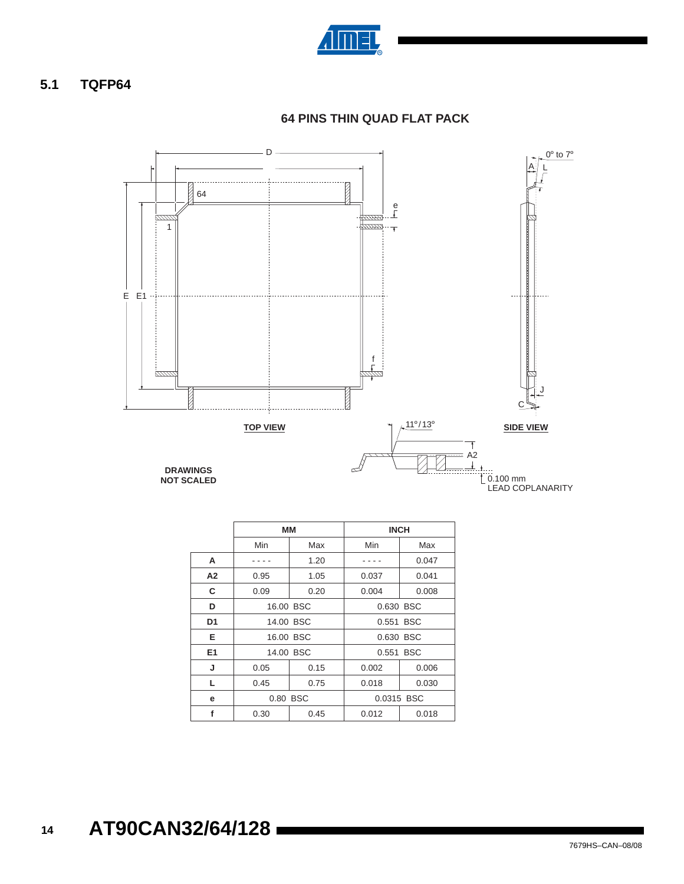## 5.1 TQFP64

**64 PINS THIN QUAD FLAT PACK**

TOP VIEW

SIDE VIEW

0° to 7°

11°/13°

0.100 mm
LEAD COPLANARITY

**DRAWINGS NOT SCALED**

| | MM | | INCH | |
|---|---|---|---|---|
| | Min | Max | Min | Max |
| **A** | - - - - | 1.20 | - - - - | 0.047 |
| **A2** | 0.95 | 1.05 | 0.037 | 0.041 |
| **C** | 0.09 | 0.20 | 0.004 | 0.008 |
| **D** | 16.00 BSC | | 0.630 BSC | |
| **D1** | 14.00 BSC | | 0.551 BSC | |
| **E** | 16.00 BSC | | 0.630 BSC | |
| **E1** | 14.00 BSC | | 0.551 BSC | |
| **J** | 0.05 | 0.15 | 0.002 | 0.006 |
| **L** | 0.45 | 0.75 | 0.018 | 0.030 |
| **e** | 0.80 BSC | | 0.0315 BSC | |
| **f** | 0.30 | 0.45 | 0.012 | 0.018 |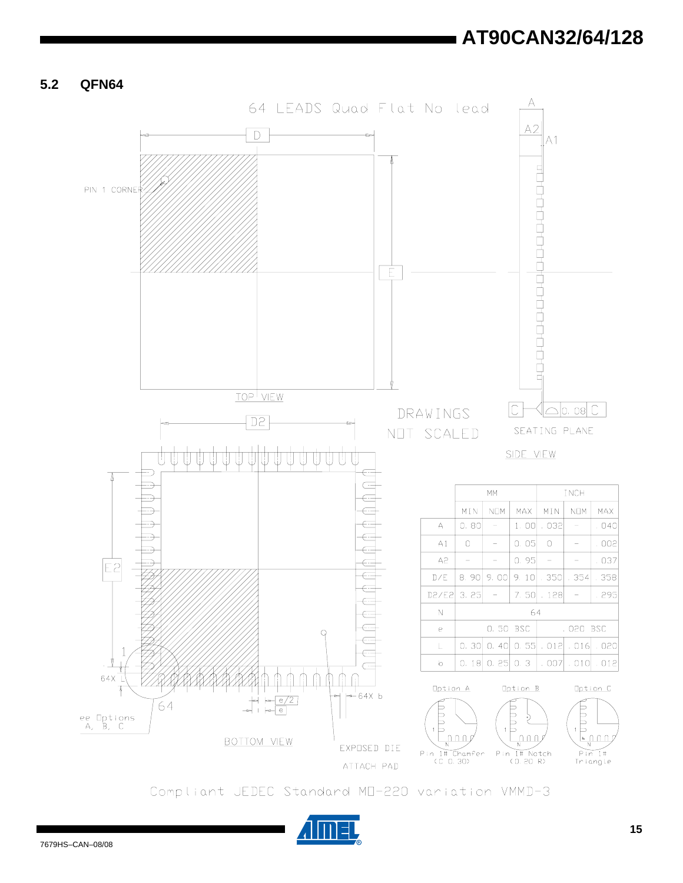## 5.2 QFN64

64 LEADS Quad Flat No lead

TOP VIEW

SIDE VIEW

BOTTOM VIEW

DRAWINGS NOT SCALED

SEATING PLANE

PIN 1 CORNER

EXPOSED DIE ATTACH PAD

See Options A, B, C

| | MM | | | INCH | | |
|---|---|---|---|---|---|---|
| | MIN | NOM | MAX | MIN | NOM | MAX |
| A | 0.80 | – | 1.00 | .032 | – | .040 |
| A1 | 0 | – | 0.05 | 0 | – | .002 |
| A2 | – | – | 0.95 | – | – | .037 |
| D/E | 8.90 | 9.00 | 9.10 | .350 | .354 | .358 |
| D2/E2 | 3.25 | – | 7.50 | .128 | – | .295 |
| N | 64 | | | | | |
| e | 0.50 BSC | | | .020 BSC | | |
| L | 0.30 | 0.40 | 0.55 | .012 | .016 | .020 |
| b | 0.18 | 0.25 | 0.3 | .007 | .010 | .012 |

Option A: Pin 1# Chamfer (C 0.30)

Option B: Pin 1# Notch (0.20 R)

Option C: Pin 1# Triangle

Compliant JEDEC Standard MO-220 variation VMMD-3

7679HS–CAN–08/08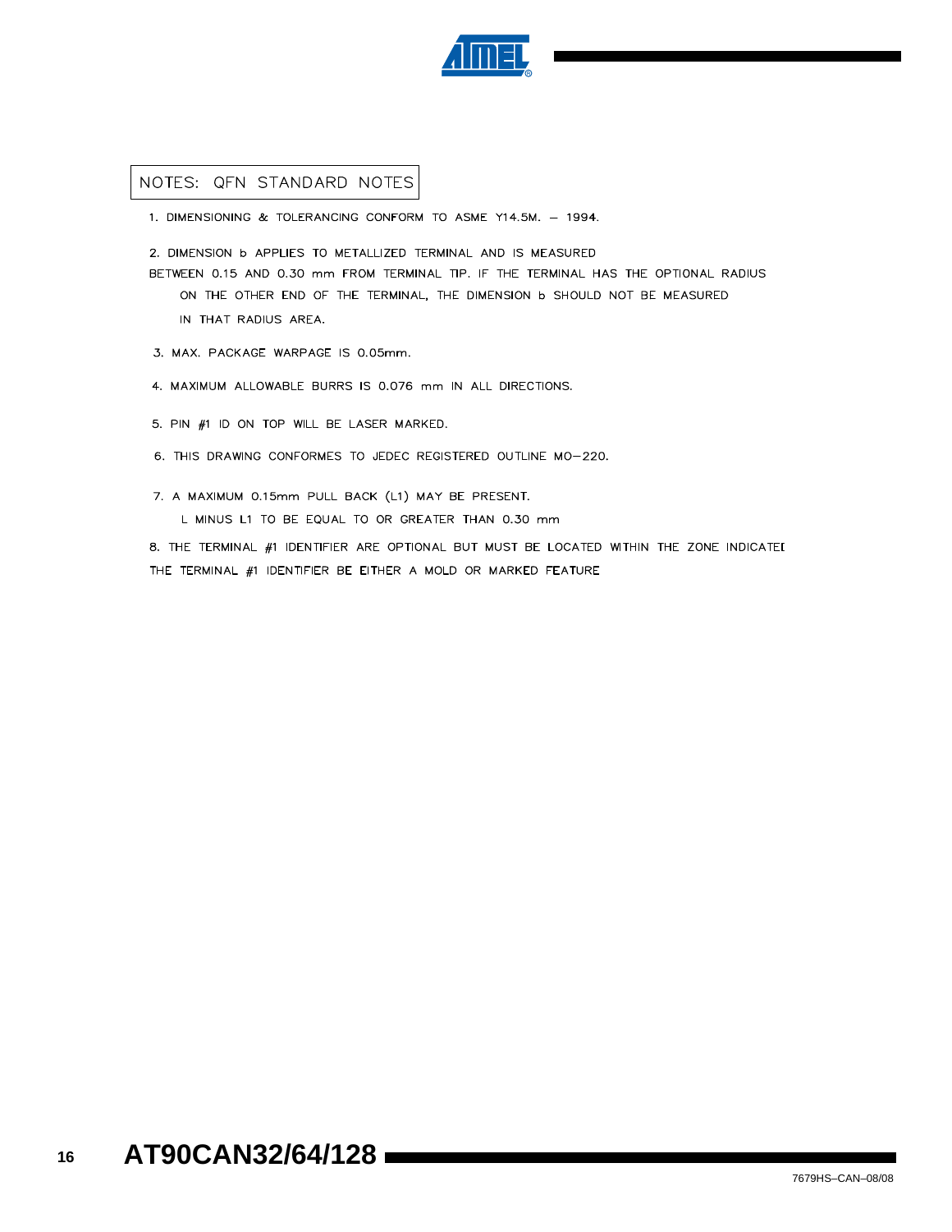## NOTES: QFN STANDARD NOTES

1. DIMENSIONING & TOLERANCING CONFORM TO ASME Y14.5M. – 1994.

2. DIMENSION b APPLIES TO METALLIZED TERMINAL AND IS MEASURED BETWEEN 0.15 AND 0.30 mm FROM TERMINAL TIP. IF THE TERMINAL HAS THE OPTIONAL RADIUS ON THE OTHER END OF THE TERMINAL, THE DIMENSION b SHOULD NOT BE MEASURED IN THAT RADIUS AREA.

3. MAX. PACKAGE WARPAGE IS 0.05mm.

4. MAXIMUM ALLOWABLE BURRS IS 0.076 mm IN ALL DIRECTIONS.

5. PIN #1 ID ON TOP WILL BE LASER MARKED.

6. THIS DRAWING CONFORMES TO JEDEC REGISTERED OUTLINE MO–220.

7. A MAXIMUM 0.15mm PULL BACK (L1) MAY BE PRESENT.
   L MINUS L1 TO BE EQUAL TO OR GREATER THAN 0.30 mm

8. THE TERMINAL #1 IDENTIFIER ARE OPTIONAL BUT MUST BE LOCATED WITHIN THE ZONE INDICATED THE TERMINAL #1 IDENTIFIER BE EITHER A MOLD OR MARKED FEATURE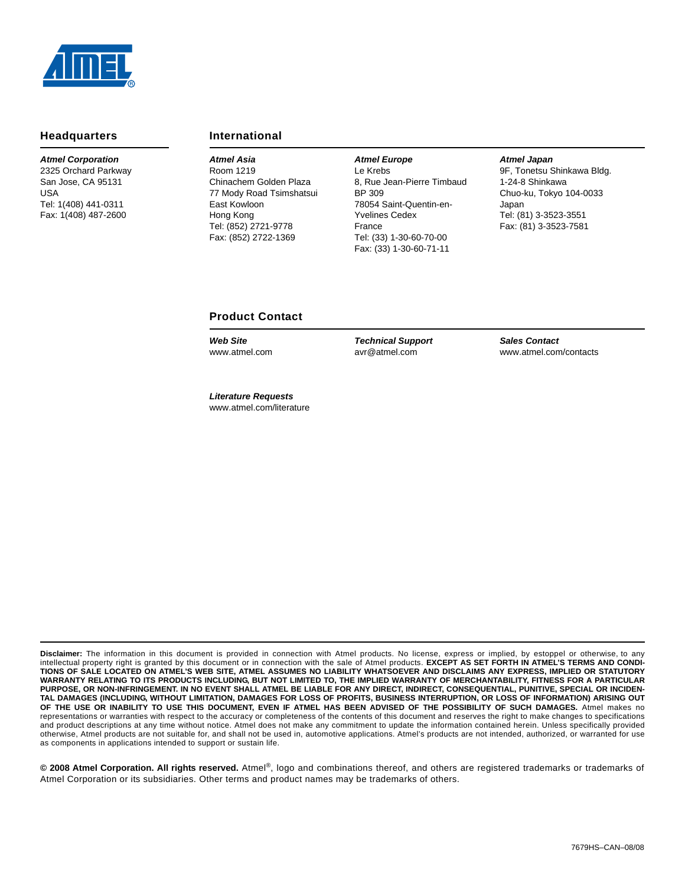## Headquarters

***Atmel Corporation***
2325 Orchard Parkway
San Jose, CA 95131
USA
Tel: 1(408) 441-0311
Fax: 1(408) 487-2600

## International

***Atmel Asia***
Room 1219
Chinachem Golden Plaza
77 Mody Road Tsimshatsui
East Kowloon
Hong Kong
Tel: (852) 2721-9778
Fax: (852) 2722-1369

***Atmel Europe***
Le Krebs
8, Rue Jean-Pierre Timbaud
BP 309
78054 Saint-Quentin-en-Yvelines Cedex
France
Tel: (33) 1-30-60-70-00
Fax: (33) 1-30-60-71-11

***Atmel Japan***
9F, Tonetsu Shinkawa Bldg.
1-24-8 Shinkawa
Chuo-ku, Tokyo 104-0033
Japan
Tel: (81) 3-3523-3551
Fax: (81) 3-3523-7581

## Product Contact

***Web Site***
www.atmel.com

***Technical Support***
avr@atmel.com

***Sales Contact***
www.atmel.com/contacts

***Literature Requests***
www.atmel.com/literature

**Disclaimer:** The information in this document is provided in connection with Atmel products. No license, express or implied, by estoppel or otherwise, to any intellectual property right is granted by this document or in connection with the sale of Atmel products. **EXCEPT AS SET FORTH IN ATMEL'S TERMS AND CONDITIONS OF SALE LOCATED ON ATMEL'S WEB SITE, ATMEL ASSUMES NO LIABILITY WHATSOEVER AND DISCLAIMS ANY EXPRESS, IMPLIED OR STATUTORY WARRANTY RELATING TO ITS PRODUCTS INCLUDING, BUT NOT LIMITED TO, THE IMPLIED WARRANTY OF MERCHANTABILITY, FITNESS FOR A PARTICULAR PURPOSE, OR NON-INFRINGEMENT. IN NO EVENT SHALL ATMEL BE LIABLE FOR ANY DIRECT, INDIRECT, CONSEQUENTIAL, PUNITIVE, SPECIAL OR INCIDENTAL DAMAGES (INCLUDING, WITHOUT LIMITATION, DAMAGES FOR LOSS OF PROFITS, BUSINESS INTERRUPTION, OR LOSS OF INFORMATION) ARISING OUT OF THE USE OR INABILITY TO USE THIS DOCUMENT, EVEN IF ATMEL HAS BEEN ADVISED OF THE POSSIBILITY OF SUCH DAMAGES.** Atmel makes no representations or warranties with respect to the accuracy or completeness of the contents of this document and reserves the right to make changes to specifications and product descriptions at any time without notice. Atmel does not make any commitment to update the information contained herein. Unless specifically provided otherwise, Atmel products are not suitable for, and shall not be used in, automotive applications. Atmel's products are not intended, authorized, or warranted for use as components in applications intended to support or sustain life.

**© 2008 Atmel Corporation. All rights reserved.** Atmel®, logo and combinations thereof, and others are registered trademarks or trademarks of Atmel Corporation or its subsidiaries. Other terms and product names may be trademarks of others.

7679HS–CAN–08/08